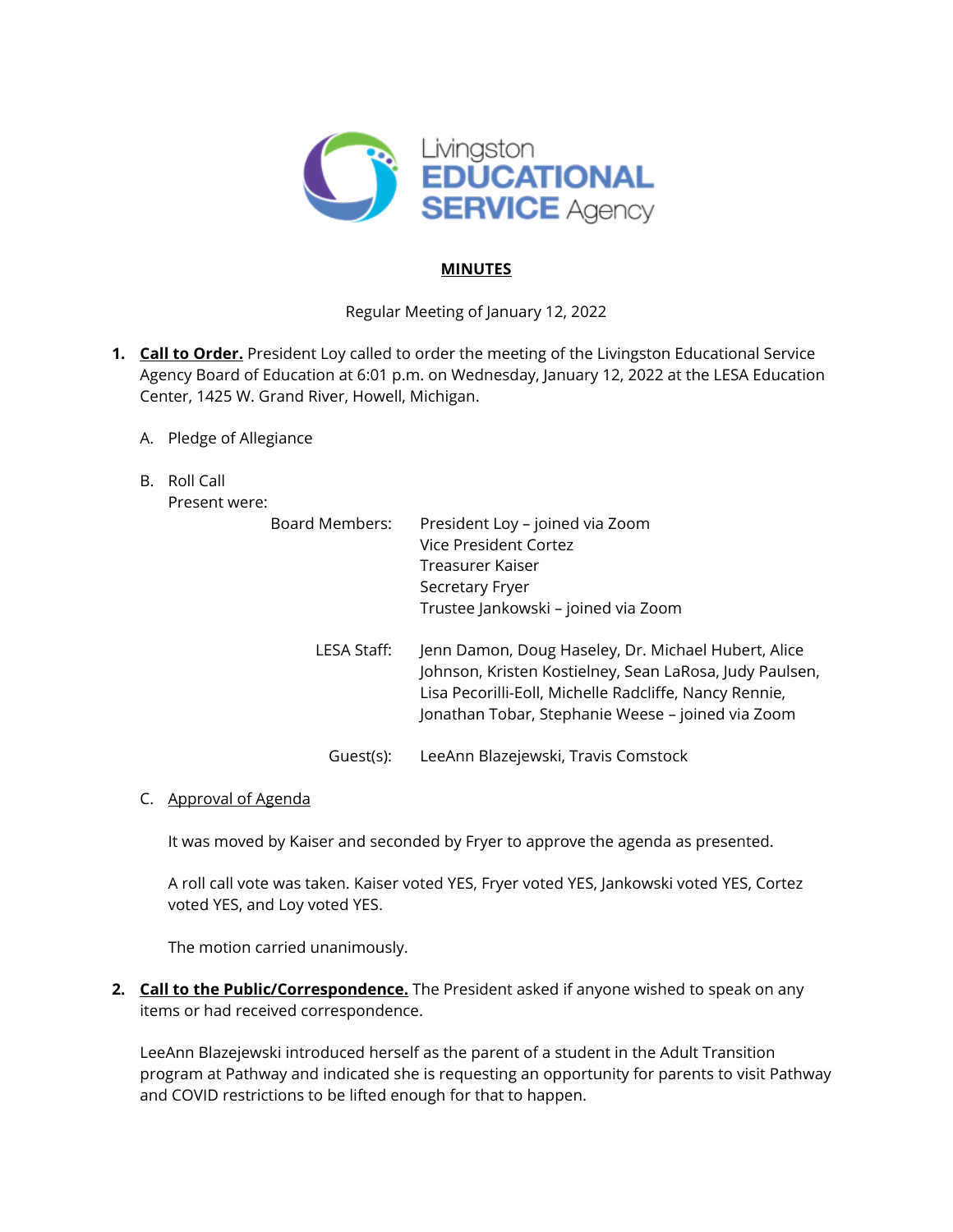Livingston EDUCATIONAL SERVICE Agency

# MINUTES

Regular Meeting of January 12, 2022

1. **Call to Order.** President Loy called to order the meeting of the Livingston Educational Service Agency Board of Education at 6:01 p.m. on Wednesday, January 12, 2022 at the LESA Education Center, 1425 W. Grand River, Howell, Michigan.

   A. Pledge of Allegiance

   B. Roll Call
   Present were:

   | | |
   |---|---|
   | Board Members: | President Loy – joined via Zoom<br>Vice President Cortez<br>Treasurer Kaiser<br>Secretary Fryer<br>Trustee Jankowski – joined via Zoom |
   | LESA Staff: | Jenn Damon, Doug Haseley, Dr. Michael Hubert, Alice Johnson, Kristen Kostielney, Sean LaRosa, Judy Paulsen, Lisa Pecorilli-Eoll, Michelle Radcliffe, Nancy Rennie, Jonathan Tobar, Stephanie Weese – joined via Zoom |
   | Guest(s): | LeeAnn Blazejewski, Travis Comstock |

   C. Approval of Agenda

   It was moved by Kaiser and seconded by Fryer to approve the agenda as presented.

   A roll call vote was taken. Kaiser voted YES, Fryer voted YES, Jankowski voted YES, Cortez voted YES, and Loy voted YES.

   The motion carried unanimously.

2. **Call to the Public/Correspondence.** The President asked if anyone wished to speak on any items or had received correspondence.

   LeeAnn Blazejewski introduced herself as the parent of a student in the Adult Transition program at Pathway and indicated she is requesting an opportunity for parents to visit Pathway and COVID restrictions to be lifted enough for that to happen.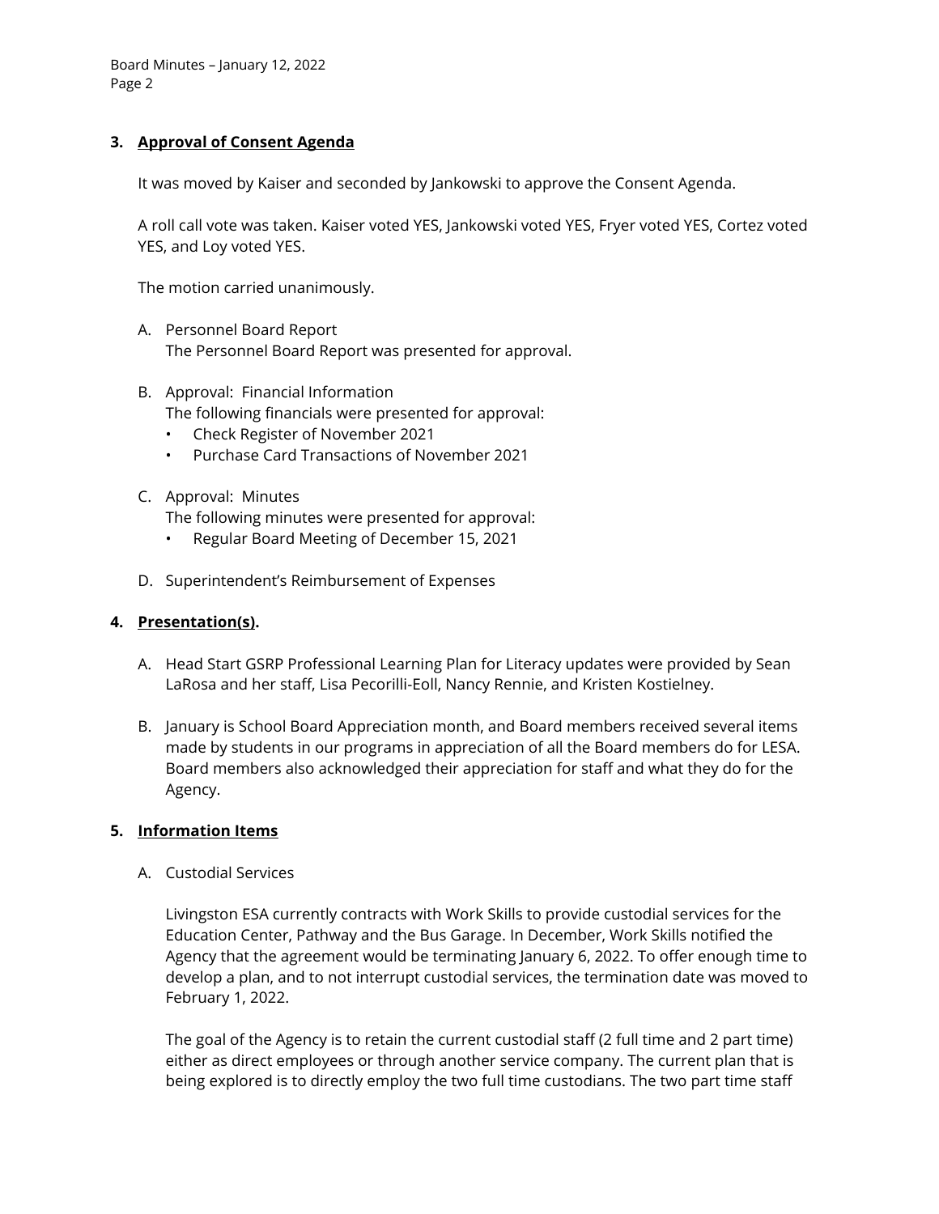### 3. **Approval of Consent Agenda**

It was moved by Kaiser and seconded by Jankowski to approve the Consent Agenda.

A roll call vote was taken. Kaiser voted YES, Jankowski voted YES, Fryer voted YES, Cortez voted YES, and Loy voted YES.

The motion carried unanimously.

A. Personnel Board Report
   The Personnel Board Report was presented for approval.

B. Approval: Financial Information
   The following financials were presented for approval:
   - Check Register of November 2021
   - Purchase Card Transactions of November 2021

C. Approval: Minutes
   The following minutes were presented for approval:
   - Regular Board Meeting of December 15, 2021

D. Superintendent's Reimbursement of Expenses

### 4. **Presentation(s).**

A. Head Start GSRP Professional Learning Plan for Literacy updates were provided by Sean LaRosa and her staff, Lisa Pecorilli-Eoll, Nancy Rennie, and Kristen Kostielney.

B. January is School Board Appreciation month, and Board members received several items made by students in our programs in appreciation of all the Board members do for LESA. Board members also acknowledged their appreciation for staff and what they do for the Agency.

### 5. **Information Items**

A. Custodial Services

   Livingston ESA currently contracts with Work Skills to provide custodial services for the Education Center, Pathway and the Bus Garage. In December, Work Skills notified the Agency that the agreement would be terminating January 6, 2022. To offer enough time to develop a plan, and to not interrupt custodial services, the termination date was moved to February 1, 2022.

   The goal of the Agency is to retain the current custodial staff (2 full time and 2 part time) either as direct employees or through another service company. The current plan that is being explored is to directly employ the two full time custodians. The two part time staff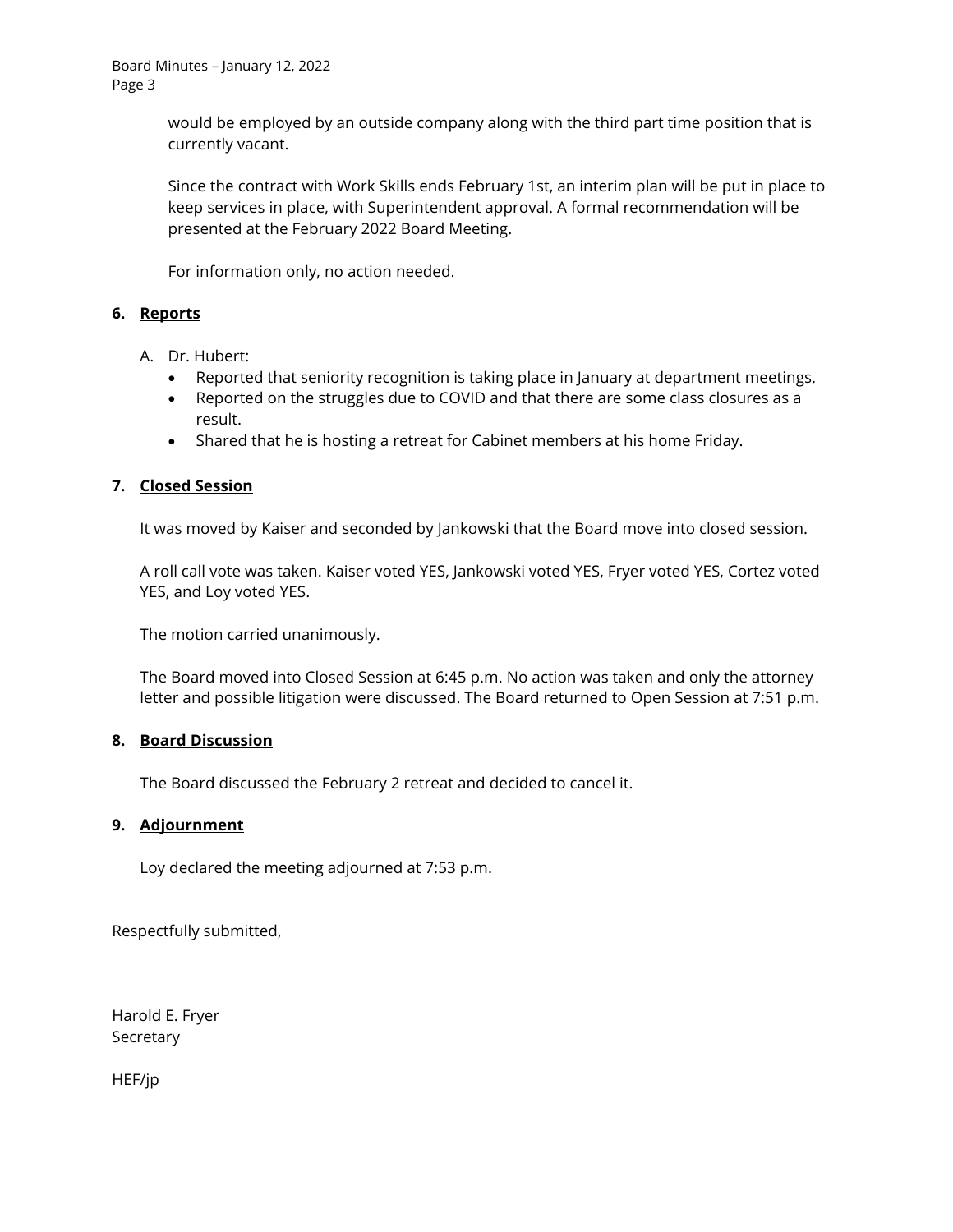would be employed by an outside company along with the third part time position that is currently vacant.

Since the contract with Work Skills ends February 1st, an interim plan will be put in place to keep services in place, with Superintendent approval. A formal recommendation will be presented at the February 2022 Board Meeting.

For information only, no action needed.

**6. Reports**

A. Dr. Hubert:
- Reported that seniority recognition is taking place in January at department meetings.
- Reported on the struggles due to COVID and that there are some class closures as a result.
- Shared that he is hosting a retreat for Cabinet members at his home Friday.

**7. Closed Session**

It was moved by Kaiser and seconded by Jankowski that the Board move into closed session.

A roll call vote was taken. Kaiser voted YES, Jankowski voted YES, Fryer voted YES, Cortez voted YES, and Loy voted YES.

The motion carried unanimously.

The Board moved into Closed Session at 6:45 p.m. No action was taken and only the attorney letter and possible litigation were discussed. The Board returned to Open Session at 7:51 p.m.

**8. Board Discussion**

The Board discussed the February 2 retreat and decided to cancel it.

**9. Adjournment**

Loy declared the meeting adjourned at 7:53 p.m.

Respectfully submitted,

Harold E. Fryer
Secretary

HEF/jp